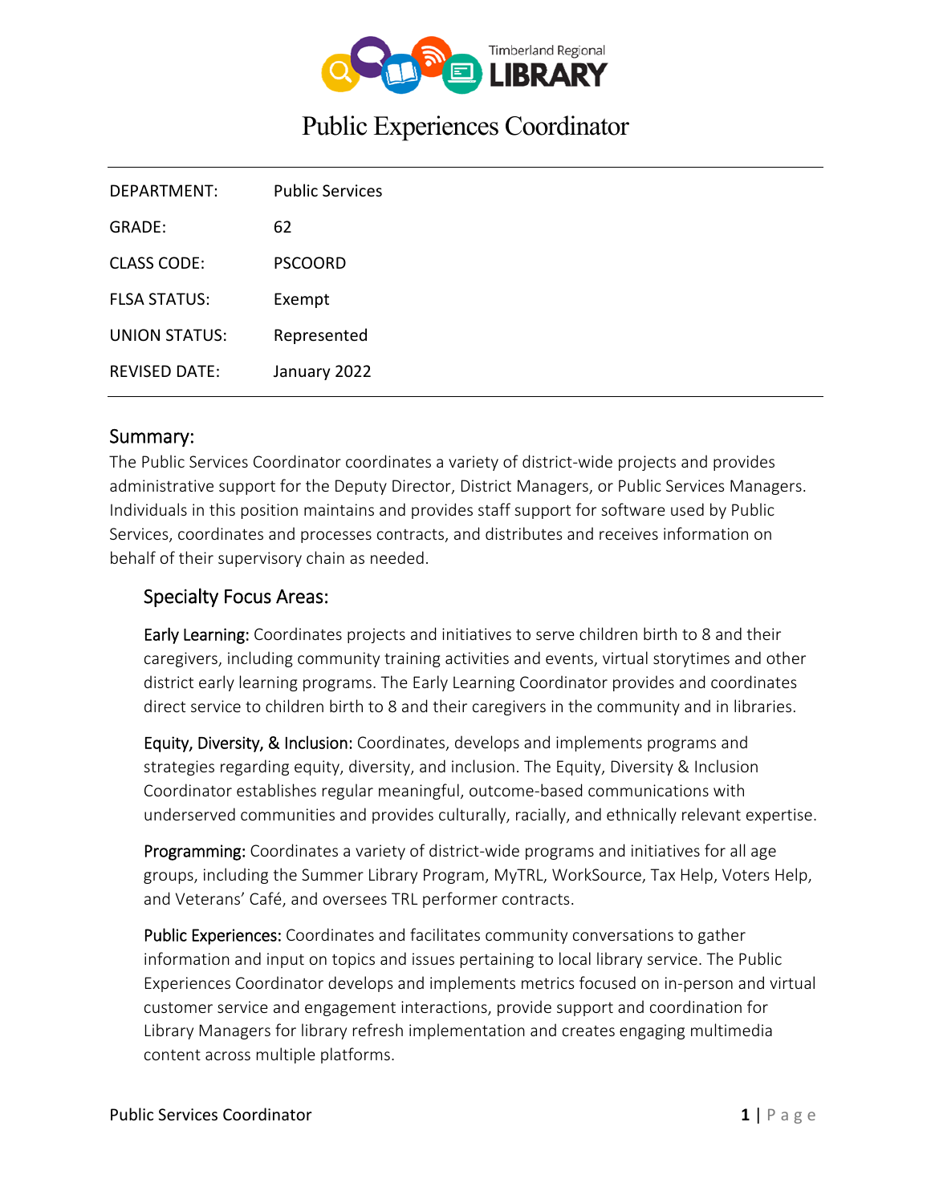# Public Experiences Coordinator

| | |
|---|---|
| DEPARTMENT: | Public Services |
| GRADE: | 62 |
| CLASS CODE: | PSCOORD |
| FLSA STATUS: | Exempt |
| UNION STATUS: | Represented |
| REVISED DATE: | January 2022 |

## Summary:

The Public Services Coordinator coordinates a variety of district-wide projects and provides administrative support for the Deputy Director, District Managers, or Public Services Managers. Individuals in this position maintains and provides staff support for software used by Public Services, coordinates and processes contracts, and distributes and receives information on behalf of their supervisory chain as needed.

### Specialty Focus Areas:

Early Learning: Coordinates projects and initiatives to serve children birth to 8 and their caregivers, including community training activities and events, virtual storytimes and other district early learning programs. The Early Learning Coordinator provides and coordinates direct service to children birth to 8 and their caregivers in the community and in libraries.

Equity, Diversity, & Inclusion: Coordinates, develops and implements programs and strategies regarding equity, diversity, and inclusion. The Equity, Diversity & Inclusion Coordinator establishes regular meaningful, outcome-based communications with underserved communities and provides culturally, racially, and ethnically relevant expertise.

Programming: Coordinates a variety of district-wide programs and initiatives for all age groups, including the Summer Library Program, MyTRL, WorkSource, Tax Help, Voters Help, and Veterans' Café, and oversees TRL performer contracts.

Public Experiences: Coordinates and facilitates community conversations to gather information and input on topics and issues pertaining to local library service. The Public Experiences Coordinator develops and implements metrics focused on in-person and virtual customer service and engagement interactions, provide support and coordination for Library Managers for library refresh implementation and creates engaging multimedia content across multiple platforms.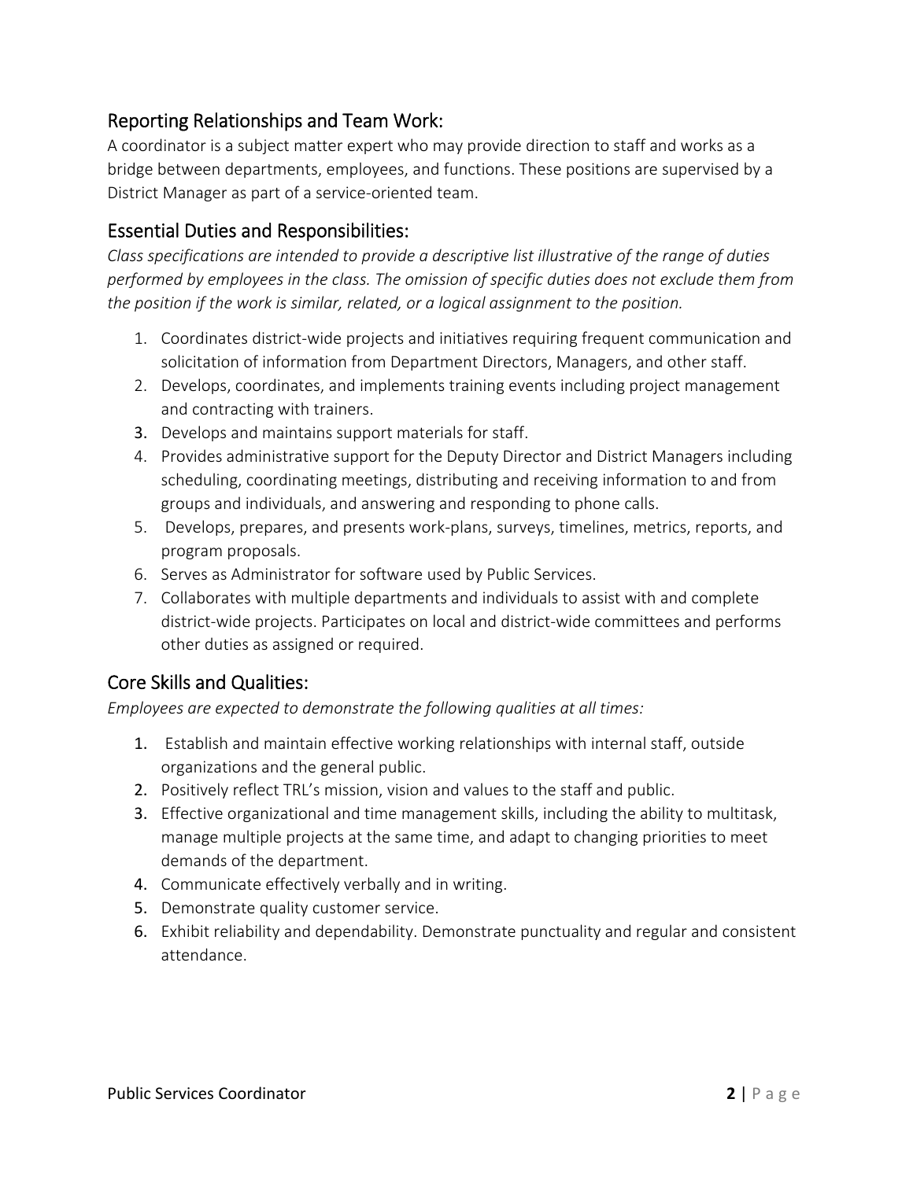## Reporting Relationships and Team Work:

A coordinator is a subject matter expert who may provide direction to staff and works as a bridge between departments, employees, and functions. These positions are supervised by a District Manager as part of a service-oriented team.

## Essential Duties and Responsibilities:

*Class specifications are intended to provide a descriptive list illustrative of the range of duties performed by employees in the class. The omission of specific duties does not exclude them from the position if the work is similar, related, or a logical assignment to the position.*

1. Coordinates district-wide projects and initiatives requiring frequent communication and solicitation of information from Department Directors, Managers, and other staff.
2. Develops, coordinates, and implements training events including project management and contracting with trainers.
3. Develops and maintains support materials for staff.
4. Provides administrative support for the Deputy Director and District Managers including scheduling, coordinating meetings, distributing and receiving information to and from groups and individuals, and answering and responding to phone calls.
5. Develops, prepares, and presents work-plans, surveys, timelines, metrics, reports, and program proposals.
6. Serves as Administrator for software used by Public Services.
7. Collaborates with multiple departments and individuals to assist with and complete district-wide projects. Participates on local and district-wide committees and performs other duties as assigned or required.

## Core Skills and Qualities:

*Employees are expected to demonstrate the following qualities at all times:*

1. Establish and maintain effective working relationships with internal staff, outside organizations and the general public.
2. Positively reflect TRL's mission, vision and values to the staff and public.
3. Effective organizational and time management skills, including the ability to multitask, manage multiple projects at the same time, and adapt to changing priorities to meet demands of the department.
4. Communicate effectively verbally and in writing.
5. Demonstrate quality customer service.
6. Exhibit reliability and dependability. Demonstrate punctuality and regular and consistent attendance.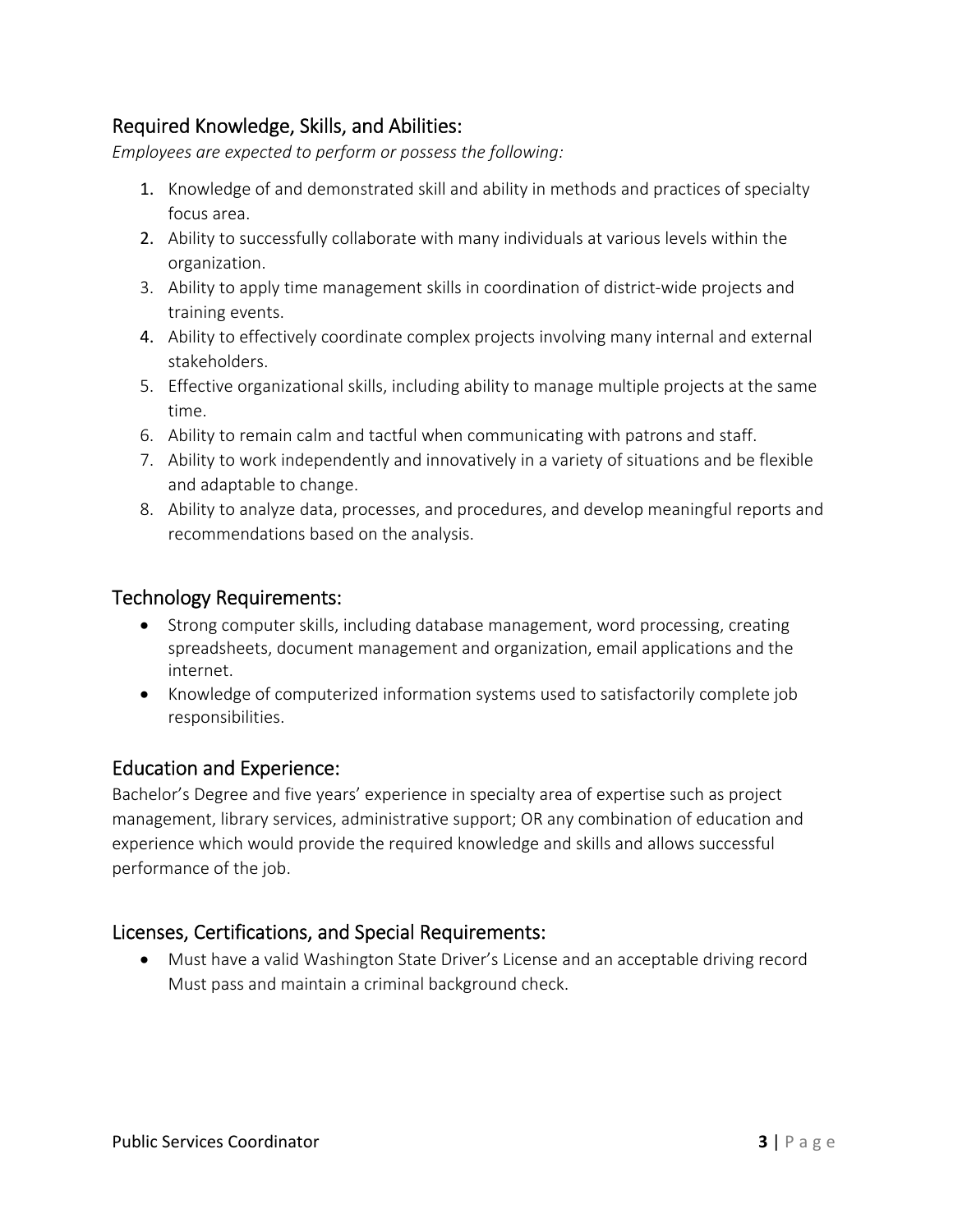## Required Knowledge, Skills, and Abilities:

*Employees are expected to perform or possess the following:*

1. Knowledge of and demonstrated skill and ability in methods and practices of specialty focus area.
2. Ability to successfully collaborate with many individuals at various levels within the organization.
3. Ability to apply time management skills in coordination of district-wide projects and training events.
4. Ability to effectively coordinate complex projects involving many internal and external stakeholders.
5. Effective organizational skills, including ability to manage multiple projects at the same time.
6. Ability to remain calm and tactful when communicating with patrons and staff.
7. Ability to work independently and innovatively in a variety of situations and be flexible and adaptable to change.
8. Ability to analyze data, processes, and procedures, and develop meaningful reports and recommendations based on the analysis.

## Technology Requirements:

- Strong computer skills, including database management, word processing, creating spreadsheets, document management and organization, email applications and the internet.
- Knowledge of computerized information systems used to satisfactorily complete job responsibilities.

## Education and Experience:

Bachelor's Degree and five years' experience in specialty area of expertise such as project management, library services, administrative support; OR any combination of education and experience which would provide the required knowledge and skills and allows successful performance of the job.

## Licenses, Certifications, and Special Requirements:

- Must have a valid Washington State Driver's License and an acceptable driving record Must pass and maintain a criminal background check.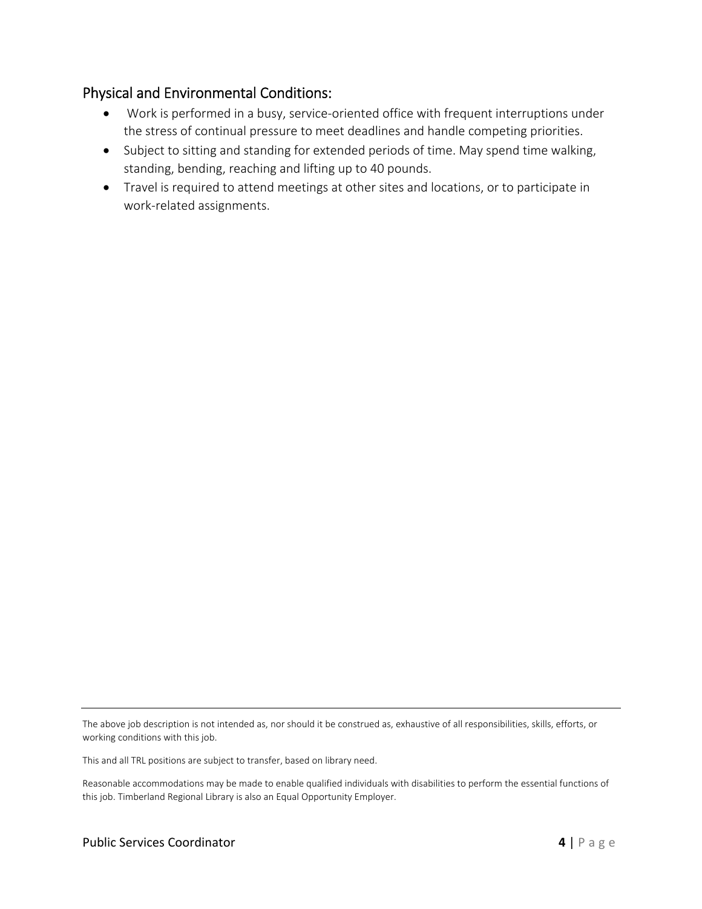## Physical and Environmental Conditions:

- Work is performed in a busy, service-oriented office with frequent interruptions under the stress of continual pressure to meet deadlines and handle competing priorities.
- Subject to sitting and standing for extended periods of time. May spend time walking, standing, bending, reaching and lifting up to 40 pounds.
- Travel is required to attend meetings at other sites and locations, or to participate in work-related assignments.

---

The above job description is not intended as, nor should it be construed as, exhaustive of all responsibilities, skills, efforts, or working conditions with this job.

This and all TRL positions are subject to transfer, based on library need.

Reasonable accommodations may be made to enable qualified individuals with disabilities to perform the essential functions of this job. Timberland Regional Library is also an Equal Opportunity Employer.